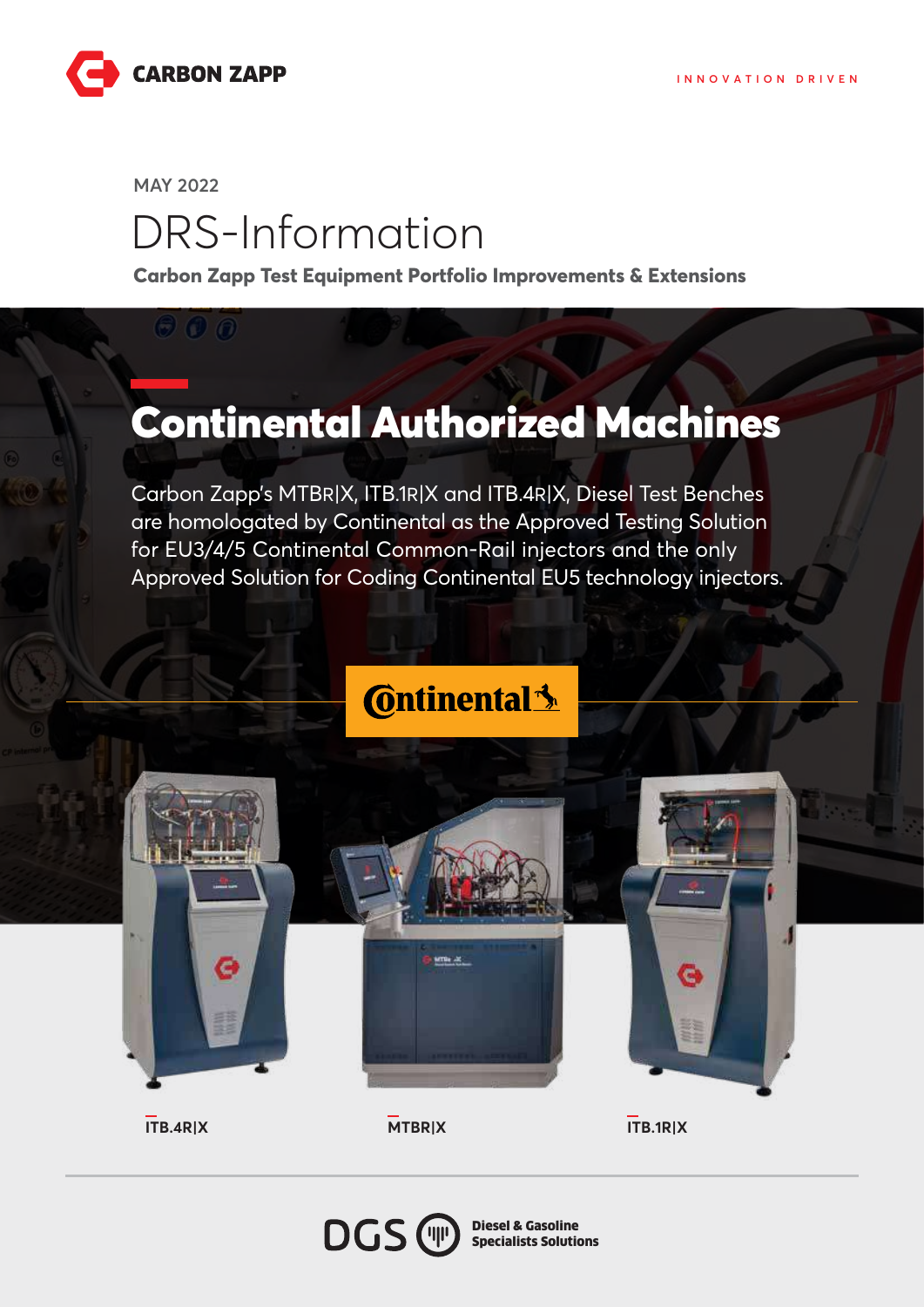CARBON ZAPP

INNOVATION DRIVEN

MAY 2022

# DRS-Information

**Carbon Zapp Test Equipment Portfolio Improvements & Extensions**

## Continental Authorized Machines

Carbon Zapp's MTBR|X, ITB.1R|X and ITB.4R|X, Diesel Test Benches are homologated by Continental as the Approved Testing Solution for EU3/4/5 Continental Common-Rail injectors and the only Approved Solution for Coding Continental EU5 technology injectors.

Continental

**ITB.4R|X**

**MTBR|X**

**ITB.1R|X**

DGS **Diesel & Gasoline Specialists Solutions**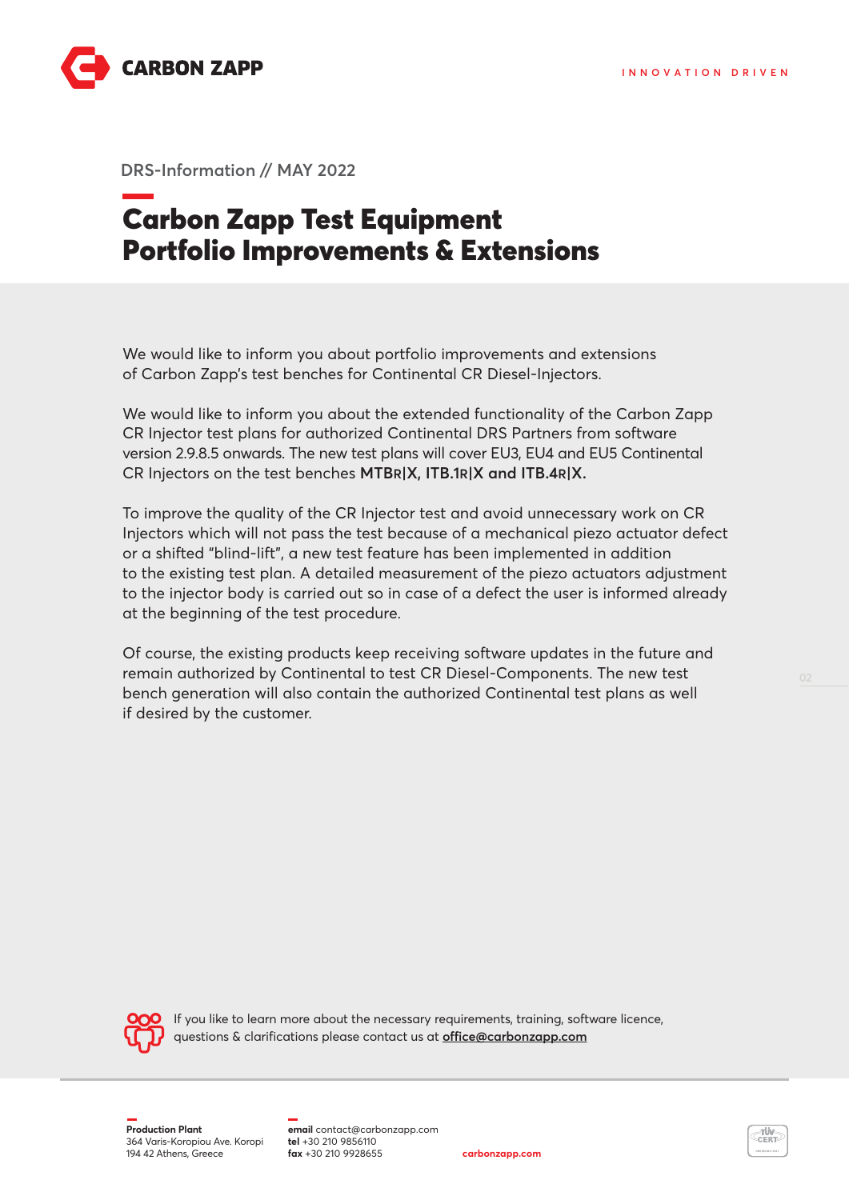CARBON ZAPP

INNOVATION DRIVEN

DRS-Information // MAY 2022

# Carbon Zapp Test Equipment Portfolio Improvements & Extensions

We would like to inform you about portfolio improvements and extensions of Carbon Zapp's test benches for Continental CR Diesel-Injectors.

We would like to inform you about the extended functionality of the Carbon Zapp CR Injector test plans for authorized Continental DRS Partners from software version 2.9.8.5 onwards. The new test plans will cover EU3, EU4 and EU5 Continental CR Injectors on the test benches **MTBR|X, ITB.1R|X and ITB.4R|X.**

To improve the quality of the CR Injector test and avoid unnecessary work on CR Injectors which will not pass the test because of a mechanical piezo actuator defect or a shifted "blind-lift", a new test feature has been implemented in addition to the existing test plan. A detailed measurement of the piezo actuators adjustment to the injector body is carried out so in case of a defect the user is informed already at the beginning of the test procedure.

Of course, the existing products keep receiving software updates in the future and remain authorized by Continental to test CR Diesel-Components. The new test bench generation will also contain the authorized Continental test plans as well if desired by the customer.

If you like to learn more about the necessary requirements, training, software licence, questions & clarifications please contact us at **office@carbonzapp.com**

**Production Plant**
364 Varis-Koropiou Ave. Koropi
194 42 Athens, Greece

**email** contact@carbonzapp.com
**tel** +30 210 9856110
**fax** +30 210 9928655

carbonzapp.com